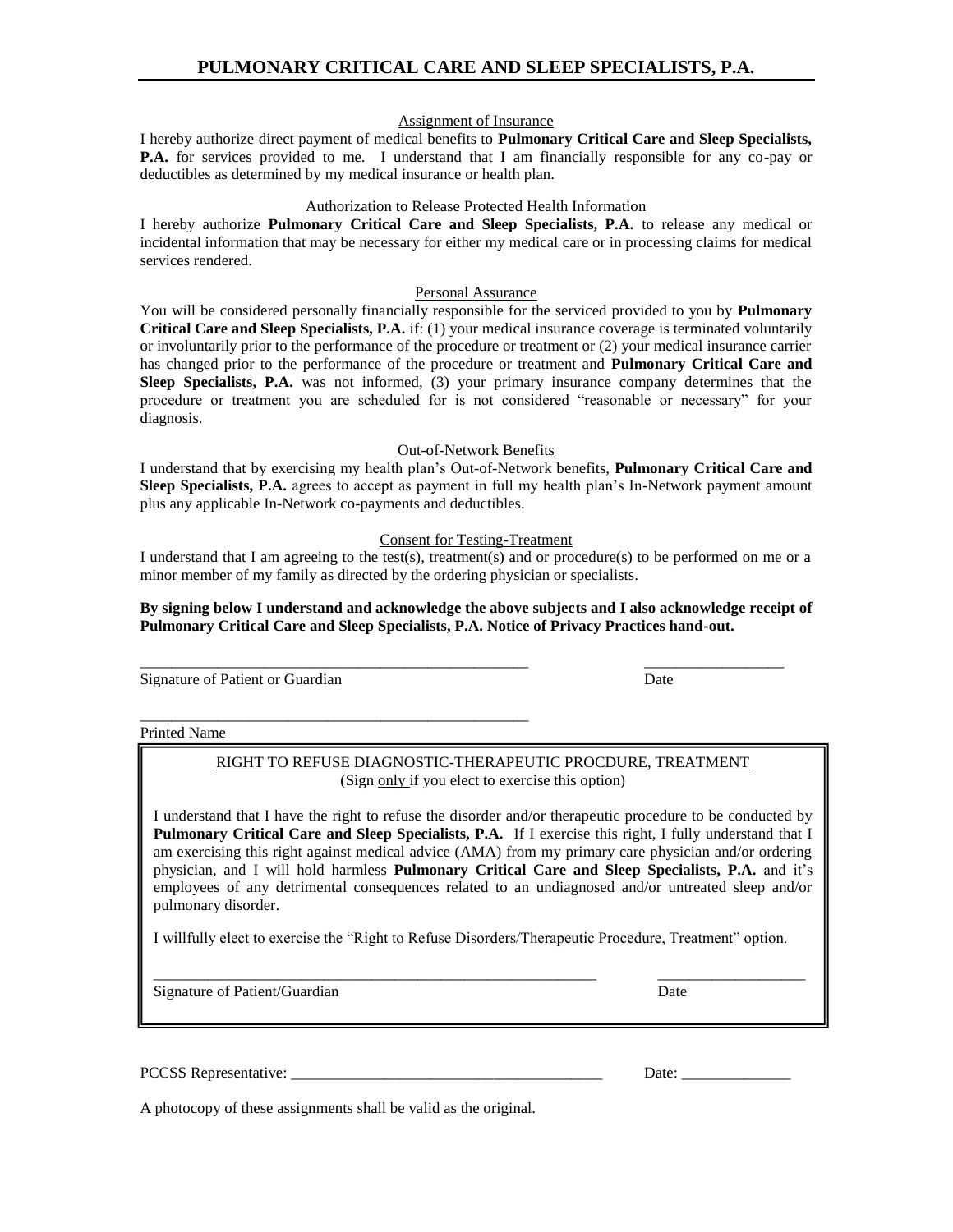# PULMONARY CRITICAL CARE AND SLEEP SPECIALISTS, P.A.

## Assignment of Insurance

I hereby authorize direct payment of medical benefits to **Pulmonary Critical Care and Sleep Specialists, P.A.** for services provided to me. I understand that I am financially responsible for any co-pay or deductibles as determined by my medical insurance or health plan.

## Authorization to Release Protected Health Information

I hereby authorize **Pulmonary Critical Care and Sleep Specialists, P.A.** to release any medical or incidental information that may be necessary for either my medical care or in processing claims for medical services rendered.

## Personal Assurance

You will be considered personally financially responsible for the serviced provided to you by **Pulmonary Critical Care and Sleep Specialists, P.A.** if: (1) your medical insurance coverage is terminated voluntarily or involuntarily prior to the performance of the procedure or treatment or (2) your medical insurance carrier has changed prior to the performance of the procedure or treatment and **Pulmonary Critical Care and Sleep Specialists, P.A.** was not informed, (3) your primary insurance company determines that the procedure or treatment you are scheduled for is not considered "reasonable or necessary" for your diagnosis.

## Out-of-Network Benefits

I understand that by exercising my health plan's Out-of-Network benefits, **Pulmonary Critical Care and Sleep Specialists, P.A.** agrees to accept as payment in full my health plan's In-Network payment amount plus any applicable In-Network co-payments and deductibles.

## Consent for Testing-Treatment

I understand that I am agreeing to the test(s), treatment(s) and or procedure(s) to be performed on me or a minor member of my family as directed by the ordering physician or specialists.

**By signing below I understand and acknowledge the above subjects and I also acknowledge receipt of Pulmonary Critical Care and Sleep Specialists, P.A. Notice of Privacy Practices hand-out.**

_____________________________________________________ __________________

Signature of Patient or Guardian Date

_____________________________________________________

Printed Name

---

## RIGHT TO REFUSE DIAGNOSTIC-THERAPEUTIC PROCDURE, TREATMENT

(Sign only if you elect to exercise this option)

I understand that I have the right to refuse the disorder and/or therapeutic procedure to be conducted by **Pulmonary Critical Care and Sleep Specialists, P.A.** If I exercise this right, I fully understand that I am exercising this right against medical advice (AMA) from my primary care physician and/or ordering physician, and I will hold harmless **Pulmonary Critical Care and Sleep Specialists, P.A.** and it's employees of any detrimental consequences related to an undiagnosed and/or untreated sleep and/or pulmonary disorder.

I willfully elect to exercise the "Right to Refuse Disorders/Therapeutic Procedure, Treatment" option.

____________________________________________________________ ___________________

Signature of Patient/Guardian Date

---

PCCSS Representative: ________________________________________ Date: ______________

A photocopy of these assignments shall be valid as the original.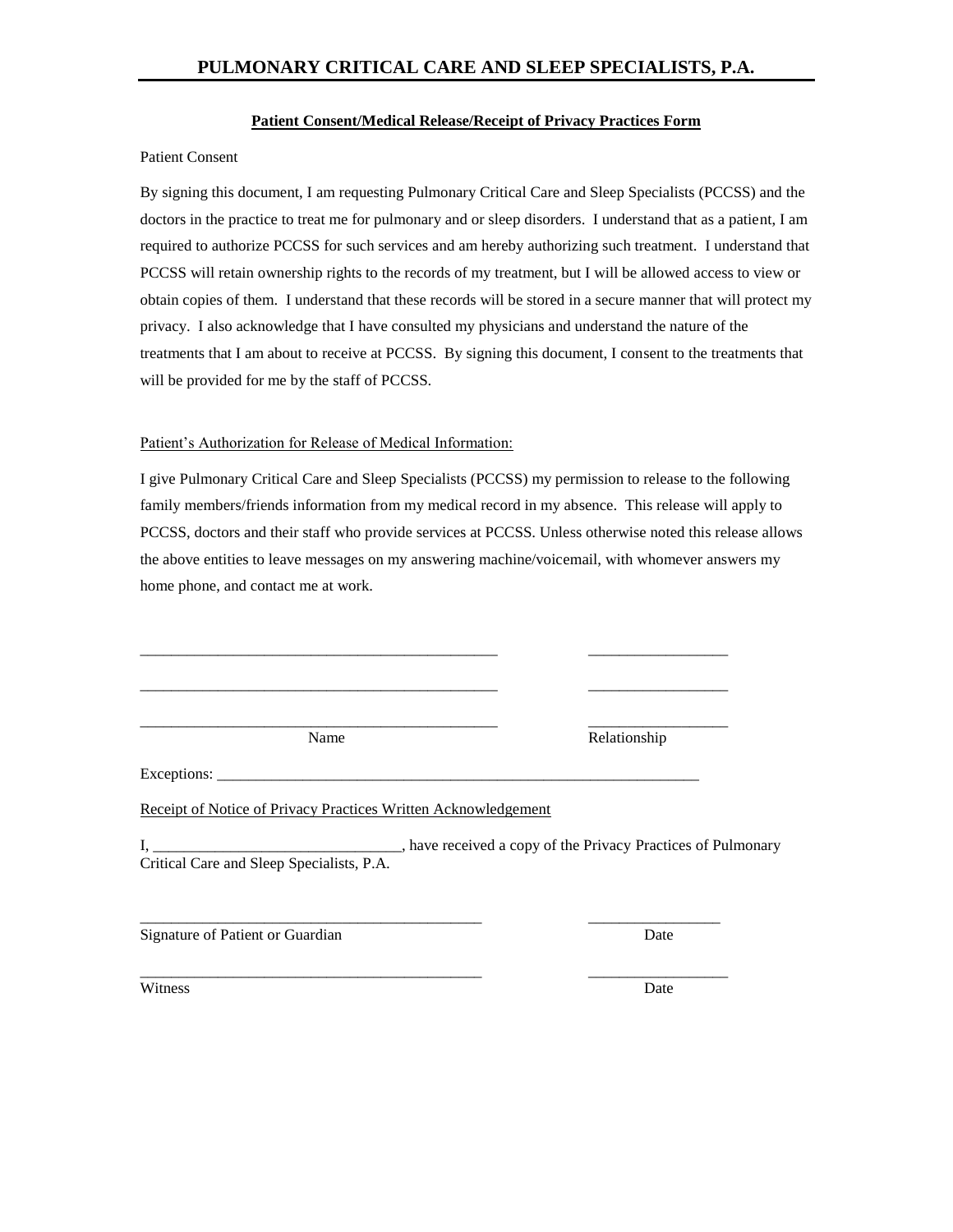## PULMONARY CRITICAL CARE AND SLEEP SPECIALISTS, P.A.

**Patient Consent/Medical Release/Receipt of Privacy Practices Form**

Patient Consent

By signing this document, I am requesting Pulmonary Critical Care and Sleep Specialists (PCCSS) and the doctors in the practice to treat me for pulmonary and or sleep disorders. I understand that as a patient, I am required to authorize PCCSS for such services and am hereby authorizing such treatment. I understand that PCCSS will retain ownership rights to the records of my treatment, but I will be allowed access to view or obtain copies of them. I understand that these records will be stored in a secure manner that will protect my privacy. I also acknowledge that I have consulted my physicians and understand the nature of the treatments that I am about to receive at PCCSS. By signing this document, I consent to the treatments that will be provided for me by the staff of PCCSS.

Patient's Authorization for Release of Medical Information:

I give Pulmonary Critical Care and Sleep Specialists (PCCSS) my permission to release to the following family members/friends information from my medical record in my absence. This release will apply to PCCSS, doctors and their staff who provide services at PCCSS. Unless otherwise noted this release allows the above entities to leave messages on my answering machine/voicemail, with whomever answers my home phone, and contact me at work.

| Name | Relationship |
|---|---|
| ______________________________________________ | _________________ |
| ______________________________________________ | _________________ |
| ______________________________________________ | _________________ |

Exceptions: _________________________________________________________________

Receipt of Notice of Privacy Practices Written Acknowledgement

I, _______________________________, have received a copy of the Privacy Practices of Pulmonary Critical Care and Sleep Specialists, P.A.

_____________________________________________ _________________

Signature of Patient or Guardian Date

_____________________________________________ _________________

Witness Date